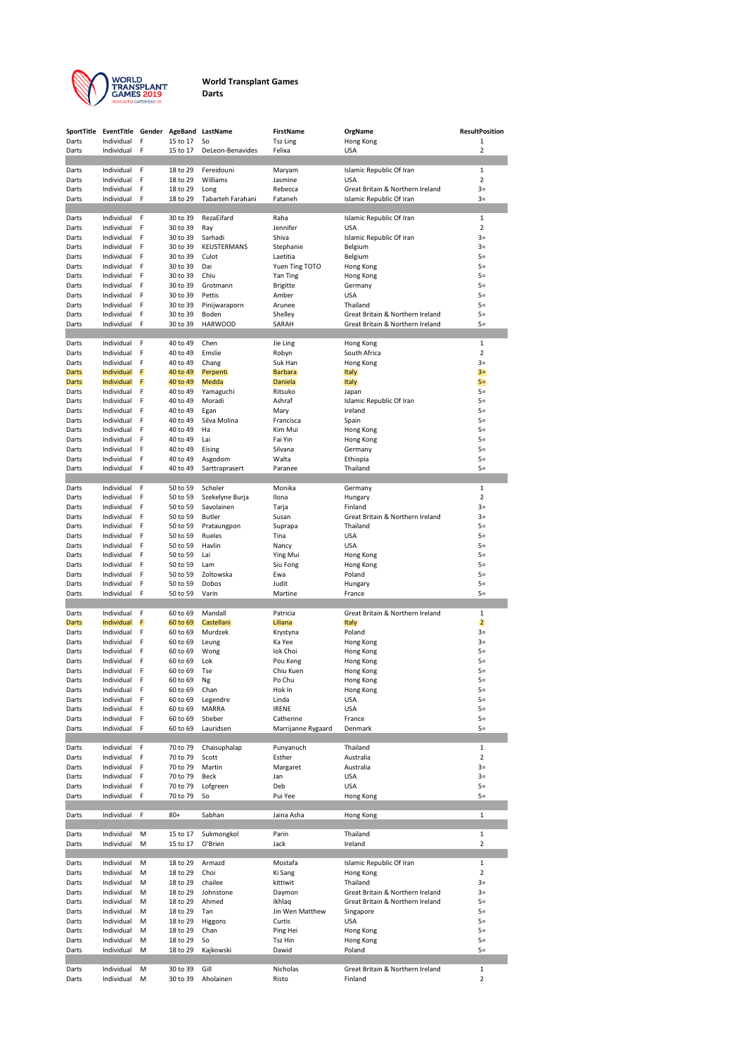# World Transplant Games

## Darts

| SportTitle | EventTitle | Gender | AgeBand | LastName | FirstName | OrgName | ResultPosition |
|---|---|---|---|---|---|---|---|
| Darts | Individual | F | 15 to 17 | So | Tsz Ling | Hong Kong | 1 |
| Darts | Individual | F | 15 to 17 | DeLeon-Benavides | Felixa | USA | 2 |
| | | | | | | | |
| Darts | Individual | F | 18 to 29 | Fereidouni | Maryam | Islamic Republic Of Iran | 1 |
| Darts | Individual | F | 18 to 29 | Williams | Jasmine | USA | 2 |
| Darts | Individual | F | 18 to 29 | Long | Rebecca | Great Britain & Northern Ireland | 3= |
| Darts | Individual | F | 18 to 29 | Tabarteh Farahani | Fataneh | Islamic Republic Of Iran | 3= |
| | | | | | | | |
| Darts | Individual | F | 30 to 39 | RezaEifard | Raha | Islamic Republic Of Iran | 1 |
| Darts | Individual | F | 30 to 39 | Ray | Jennifer | USA | 2 |
| Darts | Individual | F | 30 to 39 | Sarhadi | Shiva | Islamic Republic Of Iran | 3= |
| Darts | Individual | F | 30 to 39 | KEUSTERMANS | Stephanie | Belgium | 3= |
| Darts | Individual | F | 30 to 39 | Culot | Laetitia | Belgium | 5= |
| Darts | Individual | F | 30 to 39 | Dai | Yuen Ting TOTO | Hong Kong | 5= |
| Darts | Individual | F | 30 to 39 | Chiu | Yan Ting | Hong Kong | 5= |
| Darts | Individual | F | 30 to 39 | Grotmann | Brigitte | Germany | 5= |
| Darts | Individual | F | 30 to 39 | Pettis | Amber | USA | 5= |
| Darts | Individual | F | 30 to 39 | Pinijwaraporn | Arunee | Thailand | 5= |
| Darts | Individual | F | 30 to 39 | Boden | Shelley | Great Britain & Northern Ireland | 5= |
| Darts | Individual | F | 30 to 39 | HARWOOD | SARAH | Great Britain & Northern Ireland | 5= |
| | | | | | | | |
| Darts | Individual | F | 40 to 49 | Chen | Jie Ling | Hong Kong | 1 |
| Darts | Individual | F | 40 to 49 | Emslie | Robyn | South Africa | 2 |
| Darts | Individual | F | 40 to 49 | Chang | Suk Han | Hong Kong | 3= |
| Darts | Individual | F | 40 to 49 | Perpenti | Barbara | Italy | 3= |
| Darts | Individual | F | 40 to 49 | Medda | Daniela | Italy | 5= |
| Darts | Individual | F | 40 to 49 | Yamaguchi | Ritsuko | Japan | 5= |
| Darts | Individual | F | 40 to 49 | Moradi | Ashraf | Islamic Republic Of Iran | 5= |
| Darts | Individual | F | 40 to 49 | Egan | Mary | Ireland | 5= |
| Darts | Individual | F | 40 to 49 | Silva Molina | Francisca | Spain | 5= |
| Darts | Individual | F | 40 to 49 | Ha | Kim Mui | Hong Kong | 5= |
| Darts | Individual | F | 40 to 49 | Lai | Fai Yin | Hong Kong | 5= |
| Darts | Individual | F | 40 to 49 | Eising | Silvana | Germany | 5= |
| Darts | Individual | F | 40 to 49 | Asgodom | Walta | Ethiopia | 5= |
| Darts | Individual | F | 40 to 49 | Sarttraprasert | Paranee | Thailand | 5= |
| | | | | | | | |
| Darts | Individual | F | 50 to 59 | Scholer | Monika | Germany | 1 |
| Darts | Individual | F | 50 to 59 | Szekelyne Burja | Ilona | Hungary | 2 |
| Darts | Individual | F | 50 to 59 | Savolainen | Tarja | Finland | 3= |
| Darts | Individual | F | 50 to 59 | Butler | Susan | Great Britain & Northern Ireland | 3= |
| Darts | Individual | F | 50 to 59 | Prataungpon | Suprapa | Thailand | 5= |
| Darts | Individual | F | 50 to 59 | Rueles | Tina | USA | 5= |
| Darts | Individual | F | 50 to 59 | Havlin | Nancy | USA | 5= |
| Darts | Individual | F | 50 to 59 | Lai | Ying Mui | Hong Kong | 5= |
| Darts | Individual | F | 50 to 59 | Lam | Siu Fong | Hong Kong | 5= |
| Darts | Individual | F | 50 to 59 | Zoltowska | Ewa | Poland | 5= |
| Darts | Individual | F | 50 to 59 | Dobos | Judit | Hungary | 5= |
| Darts | Individual | F | 50 to 59 | Varin | Martine | France | 5= |
| | | | | | | | |
| Darts | Individual | F | 60 to 69 | Mandall | Patricia | Great Britain & Northern Ireland | 1 |
| Darts | Individual | F | 60 to 69 | Castellani | Liliana | Italy | 2 |
| Darts | Individual | F | 60 to 69 | Murdzek | Krystyna | Poland | 3= |
| Darts | Individual | F | 60 to 69 | Leung | Ka Yee | Hong Kong | 3= |
| Darts | Individual | F | 60 to 69 | Wong | Iok Choi | Hong Kong | 5= |
| Darts | Individual | F | 60 to 69 | Lok | Pou Keng | Hong Kong | 5= |
| Darts | Individual | F | 60 to 69 | Tse | Chiu Kuen | Hong Kong | 5= |
| Darts | Individual | F | 60 to 69 | Ng | Po Chu | Hong Kong | 5= |
| Darts | Individual | F | 60 to 69 | Chan | Hok In | Hong Kong | 5= |
| Darts | Individual | F | 60 to 69 | Legendre | Linda | USA | 5= |
| Darts | Individual | F | 60 to 69 | MARRA | IRENE | USA | 5= |
| Darts | Individual | F | 60 to 69 | Stieber | Catherine | France | 5= |
| Darts | Individual | F | 60 to 69 | Lauridsen | Marrijanne Rygaard | Denmark | 5= |
| | | | | | | | |
| Darts | Individual | F | 70 to 79 | Chaisuphalap | Punyanuch | Thailand | 1 |
| Darts | Individual | F | 70 to 79 | Scott | Esther | Australia | 2 |
| Darts | Individual | F | 70 to 79 | Martin | Margaret | Australia | 3= |
| Darts | Individual | F | 70 to 79 | Beck | Jan | USA | 3= |
| Darts | Individual | F | 70 to 79 | Lofgreen | Deb | USA | 5= |
| Darts | Individual | F | 70 to 79 | So | Pui Yee | Hong Kong | 5= |
| | | | | | | | |
| Darts | Individual | F | 80+ | Sabhan | Jaina Asha | Hong Kong | 1 |
| | | | | | | | |
| Darts | Individual | M | 15 to 17 | Sukmongkol | Parin | Thailand | 1 |
| Darts | Individual | M | 15 to 17 | O'Brien | Jack | Ireland | 2 |
| | | | | | | | |
| Darts | Individual | M | 18 to 29 | Armazd | Mostafa | Islamic Republic Of Iran | 1 |
| Darts | Individual | M | 18 to 29 | Choi | Ki Sang | Hong Kong | 2 |
| Darts | Individual | M | 18 to 29 | chailee | kittiwit | Thailand | 3= |
| Darts | Individual | M | 18 to 29 | Johnstone | Daymon | Great Britain & Northern Ireland | 3= |
| Darts | Individual | M | 18 to 29 | Ahmed | Ikhlaq | Great Britain & Northern Ireland | 5= |
| Darts | Individual | M | 18 to 29 | Tan | Jin Wen Matthew | Singapore | 5= |
| Darts | Individual | M | 18 to 29 | Higgons | Curtis | USA | 5= |
| Darts | Individual | M | 18 to 29 | Chan | Ping Hei | Hong Kong | 5= |
| Darts | Individual | M | 18 to 29 | So | Tsz Hin | Hong Kong | 5= |
| Darts | Individual | M | 18 to 29 | Kajkowski | Dawid | Poland | 5= |
| | | | | | | | |
| Darts | Individual | M | 30 to 39 | Gill | Nicholas | Great Britain & Northern Ireland | 1 |
| Darts | Individual | M | 30 to 39 | Aholainen | Risto | Finland | 2 |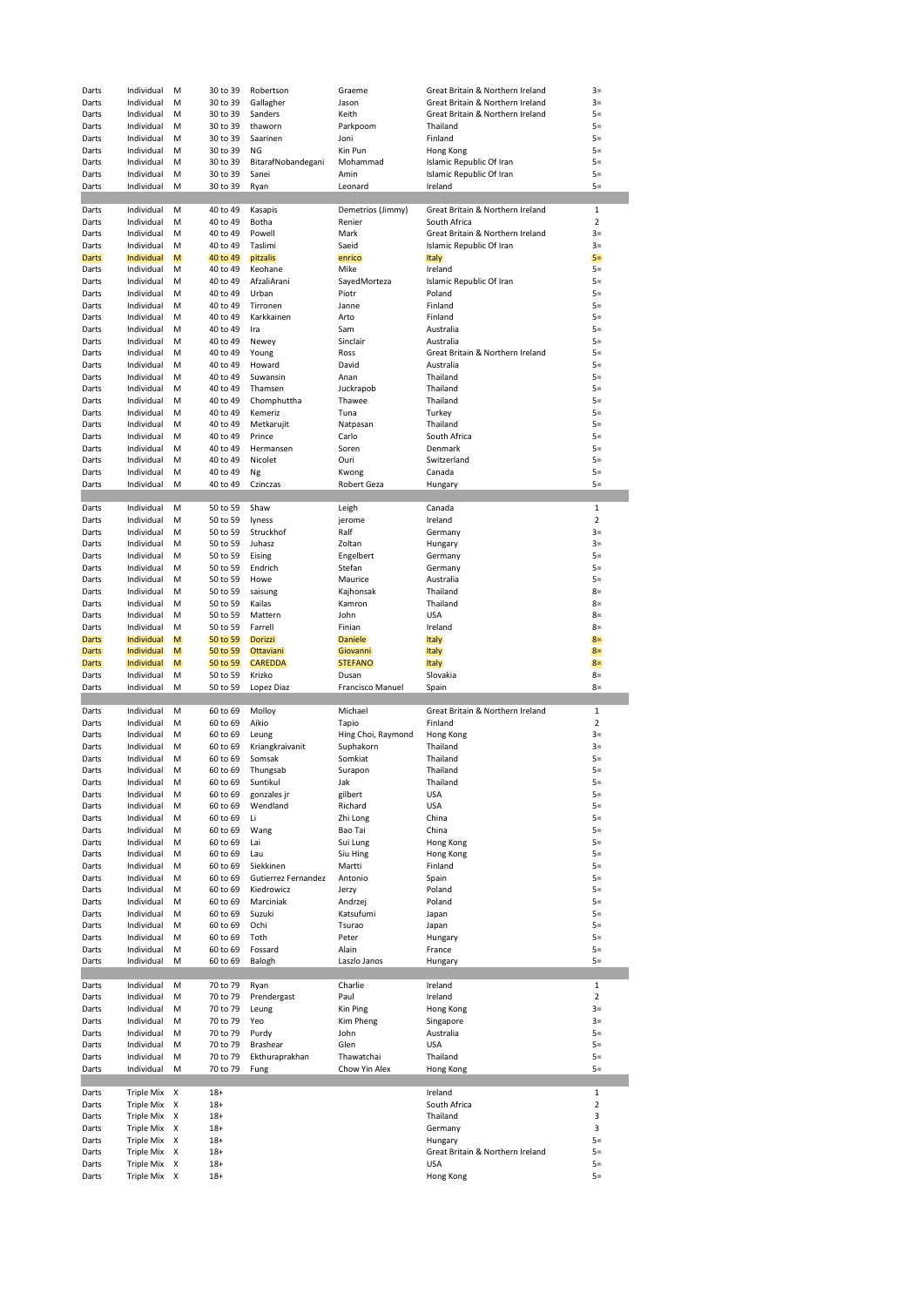| | | | | | | | |
|---|---|---|---|---|---|---|---|
| Darts | Individual | M | 30 to 39 | Robertson | Graeme | Great Britain & Northern Ireland | 3= |
| Darts | Individual | M | 30 to 39 | Gallagher | Jason | Great Britain & Northern Ireland | 3= |
| Darts | Individual | M | 30 to 39 | Sanders | Keith | Great Britain & Northern Ireland | 5= |
| Darts | Individual | M | 30 to 39 | thaworn | Parkpoom | Thailand | 5= |
| Darts | Individual | M | 30 to 39 | Saarinen | Joni | Finland | 5= |
| Darts | Individual | M | 30 to 39 | NG | Kin Pun | Hong Kong | 5= |
| Darts | Individual | M | 30 to 39 | BitarafNobandegani | Mohammad | Islamic Republic Of Iran | 5= |
| Darts | Individual | M | 30 to 39 | Sanei | Amin | Islamic Republic Of Iran | 5= |
| Darts | Individual | M | 30 to 39 | Ryan | Leonard | Ireland | 5= |
| | | | | | | | |
| Darts | Individual | M | 40 to 49 | Kasapis | Demetrios (Jimmy) | Great Britain & Northern Ireland | 1 |
| Darts | Individual | M | 40 to 49 | Botha | Renier | South Africa | 2 |
| Darts | Individual | M | 40 to 49 | Powell | Mark | Great Britain & Northern Ireland | 3= |
| Darts | Individual | M | 40 to 49 | Taslimi | Saeid | Islamic Republic Of Iran | 3= |
| Darts | Individual | M | 40 to 49 | pitzalis | enrico | Italy | 5= |
| Darts | Individual | M | 40 to 49 | Keohane | Mike | Ireland | 5= |
| Darts | Individual | M | 40 to 49 | AfzaliArani | SayedMorteza | Islamic Republic Of Iran | 5= |
| Darts | Individual | M | 40 to 49 | Urban | Piotr | Poland | 5= |
| Darts | Individual | M | 40 to 49 | Tirronen | Janne | Finland | 5= |
| Darts | Individual | M | 40 to 49 | Karkkainen | Arto | Finland | 5= |
| Darts | Individual | M | 40 to 49 | Ira | Sam | Australia | 5= |
| Darts | Individual | M | 40 to 49 | Newey | Sinclair | Australia | 5= |
| Darts | Individual | M | 40 to 49 | Young | Ross | Great Britain & Northern Ireland | 5= |
| Darts | Individual | M | 40 to 49 | Howard | David | Australia | 5= |
| Darts | Individual | M | 40 to 49 | Suwansin | Anan | Thailand | 5= |
| Darts | Individual | M | 40 to 49 | Thamsen | Juckrapob | Thailand | 5= |
| Darts | Individual | M | 40 to 49 | Chomphuttha | Thawee | Thailand | 5= |
| Darts | Individual | M | 40 to 49 | Kemeriz | Tuna | Turkey | 5= |
| Darts | Individual | M | 40 to 49 | Metkarujit | Natpasan | Thailand | 5= |
| Darts | Individual | M | 40 to 49 | Prince | Carlo | South Africa | 5= |
| Darts | Individual | M | 40 to 49 | Hermansen | Soren | Denmark | 5= |
| Darts | Individual | M | 40 to 49 | Nicolet | Ouri | Switzerland | 5= |
| Darts | Individual | M | 40 to 49 | Ng | Kwong | Canada | 5= |
| Darts | Individual | M | 40 to 49 | Czinczas | Robert Geza | Hungary | 5= |
| | | | | | | | |
| Darts | Individual | M | 50 to 59 | Shaw | Leigh | Canada | 1 |
| Darts | Individual | M | 50 to 59 | lyness | jerome | Ireland | 2 |
| Darts | Individual | M | 50 to 59 | Struckhof | Ralf | Germany | 3= |
| Darts | Individual | M | 50 to 59 | Juhasz | Zoltan | Hungary | 3= |
| Darts | Individual | M | 50 to 59 | Eising | Engelbert | Germany | 5= |
| Darts | Individual | M | 50 to 59 | Endrich | Stefan | Germany | 5= |
| Darts | Individual | M | 50 to 59 | Howe | Maurice | Australia | 5= |
| Darts | Individual | M | 50 to 59 | saisung | Kajhonsak | Thailand | 8= |
| Darts | Individual | M | 50 to 59 | Kailas | Kamron | Thailand | 8= |
| Darts | Individual | M | 50 to 59 | Mattern | John | USA | 8= |
| Darts | Individual | M | 50 to 59 | Farrell | Finian | Ireland | 8= |
| Darts | Individual | M | 50 to 59 | Dorizzi | Daniele | Italy | 8= |
| Darts | Individual | M | 50 to 59 | Ottaviani | Giovanni | Italy | 8= |
| Darts | Individual | M | 50 to 59 | CAREDDA | STEFANO | Italy | 8= |
| Darts | Individual | M | 50 to 59 | Krizko | Dusan | Slovakia | 8= |
| Darts | Individual | M | 50 to 59 | Lopez Diaz | Francisco Manuel | Spain | 8= |
| | | | | | | | |
| Darts | Individual | M | 60 to 69 | Molloy | Michael | Great Britain & Northern Ireland | 1 |
| Darts | Individual | M | 60 to 69 | Aikio | Tapio | Finland | 2 |
| Darts | Individual | M | 60 to 69 | Leung | Hing Choi, Raymond | Hong Kong | 3= |
| Darts | Individual | M | 60 to 69 | Kriangkraivanit | Suphakorn | Thailand | 3= |
| Darts | Individual | M | 60 to 69 | Somsak | Somkiat | Thailand | 5= |
| Darts | Individual | M | 60 to 69 | Thungsab | Surapon | Thailand | 5= |
| Darts | Individual | M | 60 to 69 | Suntikul | Jak | Thailand | 5= |
| Darts | Individual | M | 60 to 69 | gonzales jr | gilbert | USA | 5= |
| Darts | Individual | M | 60 to 69 | Wendland | Richard | USA | 5= |
| Darts | Individual | M | 60 to 69 | Li | Zhi Long | China | 5= |
| Darts | Individual | M | 60 to 69 | Wang | Bao Tai | China | 5= |
| Darts | Individual | M | 60 to 69 | Lai | Sui Lung | Hong Kong | 5= |
| Darts | Individual | M | 60 to 69 | Lau | Siu Hing | Hong Kong | 5= |
| Darts | Individual | M | 60 to 69 | Siekkinen | Martti | Finland | 5= |
| Darts | Individual | M | 60 to 69 | Gutierrez Fernandez | Antonio | Spain | 5= |
| Darts | Individual | M | 60 to 69 | Kiedrowicz | Jerzy | Poland | 5= |
| Darts | Individual | M | 60 to 69 | Marciniak | Andrzej | Poland | 5= |
| Darts | Individual | M | 60 to 69 | Suzuki | Katsufumi | Japan | 5= |
| Darts | Individual | M | 60 to 69 | Ochi | Tsurao | Japan | 5= |
| Darts | Individual | M | 60 to 69 | Toth | Peter | Hungary | 5= |
| Darts | Individual | M | 60 to 69 | Fossard | Alain | France | 5= |
| Darts | Individual | M | 60 to 69 | Balogh | Laszlo Janos | Hungary | 5= |
| | | | | | | | |
| Darts | Individual | M | 70 to 79 | Ryan | Charlie | Ireland | 1 |
| Darts | Individual | M | 70 to 79 | Prendergast | Paul | Ireland | 2 |
| Darts | Individual | M | 70 to 79 | Leung | Kin Ping | Hong Kong | 3= |
| Darts | Individual | M | 70 to 79 | Yeo | Kim Pheng | Singapore | 3= |
| Darts | Individual | M | 70 to 79 | Purdy | John | Australia | 5= |
| Darts | Individual | M | 70 to 79 | Brashear | Glen | USA | 5= |
| Darts | Individual | M | 70 to 79 | Ekthuraprakhan | Thawatchai | Thailand | 5= |
| Darts | Individual | M | 70 to 79 | Fung | Chow Yin Alex | Hong Kong | 5= |
| | | | | | | | |
| Darts | Triple Mix | X | 18+ | | | Ireland | 1 |
| Darts | Triple Mix | X | 18+ | | | South Africa | 2 |
| Darts | Triple Mix | X | 18+ | | | Thailand | 3 |
| Darts | Triple Mix | X | 18+ | | | Germany | 3 |
| Darts | Triple Mix | X | 18+ | | | Hungary | 5= |
| Darts | Triple Mix | X | 18+ | | | Great Britain & Northern Ireland | 5= |
| Darts | Triple Mix | X | 18+ | | | USA | 5= |
| Darts | Triple Mix | X | 18+ | | | Hong Kong | 5= |